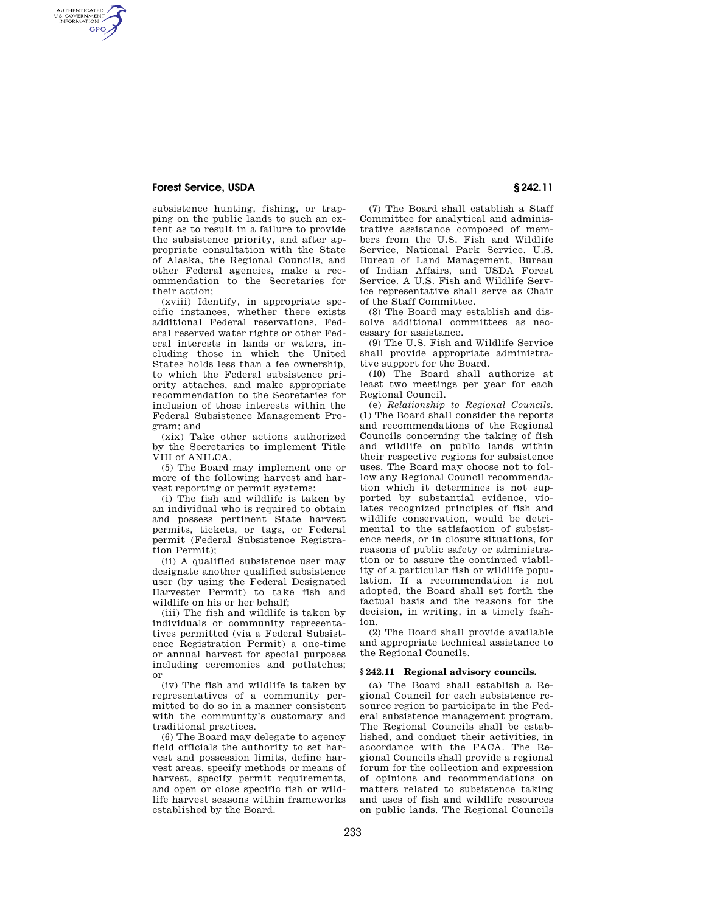subsistence hunting, fishing, or trapping on the public lands to such an extent as to result in a failure to provide the subsistence priority, and after appropriate consultation with the State of Alaska, the Regional Councils, and other Federal agencies, make a recommendation to the Secretaries for their action;

(xviii) Identify, in appropriate specific instances, whether there exists additional Federal reservations, Federal reserved water rights or other Federal interests in lands or waters, including those in which the United States holds less than a fee ownership, to which the Federal subsistence priority attaches, and make appropriate recommendation to the Secretaries for inclusion of those interests within the Federal Subsistence Management Program; and

(xix) Take other actions authorized by the Secretaries to implement Title VIII of ANILCA.

(5) The Board may implement one or more of the following harvest and harvest reporting or permit systems:

(i) The fish and wildlife is taken by an individual who is required to obtain and possess pertinent State harvest permits, tickets, or tags, or Federal permit (Federal Subsistence Registration Permit);

(ii) A qualified subsistence user may designate another qualified subsistence user (by using the Federal Designated Harvester Permit) to take fish and wildlife on his or her behalf;

(iii) The fish and wildlife is taken by individuals or community representatives permitted (via a Federal Subsistence Registration Permit) a one-time or annual harvest for special purposes including ceremonies and potlatches; or

(iv) The fish and wildlife is taken by representatives of a community permitted to do so in a manner consistent with the community's customary and traditional practices.

(6) The Board may delegate to agency field officials the authority to set harvest and possession limits, define harvest areas, specify methods or means of harvest, specify permit requirements, and open or close specific fish or wildlife harvest seasons within frameworks established by the Board.

(7) The Board shall establish a Staff Committee for analytical and administrative assistance composed of members from the U.S. Fish and Wildlife Service, National Park Service, U.S. Bureau of Land Management, Bureau of Indian Affairs, and USDA Forest Service. A U.S. Fish and Wildlife Service representative shall serve as Chair of the Staff Committee.

(8) The Board may establish and dissolve additional committees as necessary for assistance.

(9) The U.S. Fish and Wildlife Service shall provide appropriate administrative support for the Board.

(10) The Board shall authorize at least two meetings per year for each Regional Council.

(e) *Relationship to Regional Councils.* (1) The Board shall consider the reports and recommendations of the Regional Councils concerning the taking of fish and wildlife on public lands within their respective regions for subsistence uses. The Board may choose not to follow any Regional Council recommendation which it determines is not supported by substantial evidence, violates recognized principles of fish and wildlife conservation, would be detrimental to the satisfaction of subsistence needs, or in closure situations, for reasons of public safety or administration or to assure the continued viability of a particular fish or wildlife population. If a recommendation is not adopted, the Board shall set forth the factual basis and the reasons for the decision, in writing, in a timely fashion.

(2) The Board shall provide available and appropriate technical assistance to the Regional Councils.

## § 242.11 Regional advisory councils.

(a) The Board shall establish a Regional Council for each subsistence resource region to participate in the Federal subsistence management program. The Regional Councils shall be established, and conduct their activities, in accordance with the FACA. The Regional Councils shall provide a regional forum for the collection and expression of opinions and recommendations on matters related to subsistence taking and uses of fish and wildlife resources on public lands. The Regional Councils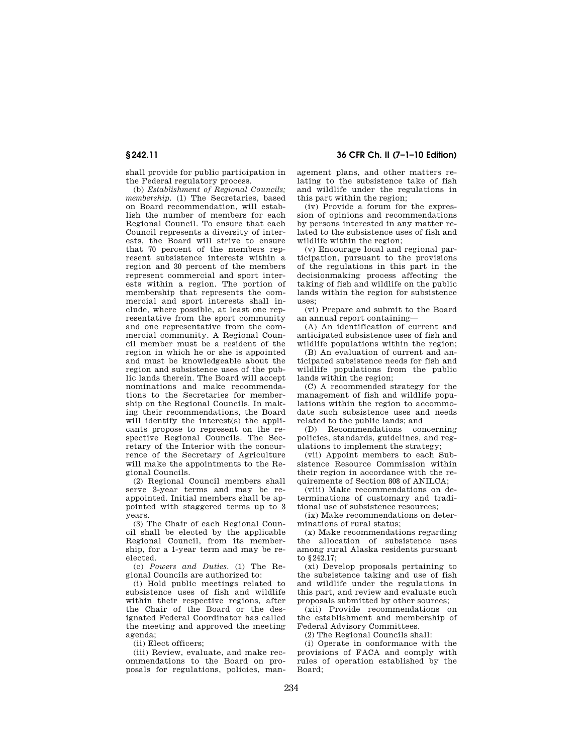shall provide for public participation in the Federal regulatory process.

(b) *Establishment of Regional Councils; membership.* (1) The Secretaries, based on Board recommendation, will establish the number of members for each Regional Council. To ensure that each Council represents a diversity of interests, the Board will strive to ensure that 70 percent of the members represent subsistence interests within a region and 30 percent of the members represent commercial and sport interests within a region. The portion of membership that represents the commercial and sport interests shall include, where possible, at least one representative from the sport community and one representative from the commercial community. A Regional Council member must be a resident of the region in which he or she is appointed and must be knowledgeable about the region and subsistence uses of the public lands therein. The Board will accept nominations and make recommendations to the Secretaries for membership on the Regional Councils. In making their recommendations, the Board will identify the interest(s) the applicants propose to represent on the respective Regional Councils. The Secretary of the Interior with the concurrence of the Secretary of Agriculture will make the appointments to the Regional Councils.

(2) Regional Council members shall serve 3-year terms and may be reappointed. Initial members shall be appointed with staggered terms up to 3 years.

(3) The Chair of each Regional Council shall be elected by the applicable Regional Council, from its membership, for a 1-year term and may be reelected.

(c) *Powers and Duties.* (1) The Regional Councils are authorized to:

(i) Hold public meetings related to subsistence uses of fish and wildlife within their respective regions, after the Chair of the Board or the designated Federal Coordinator has called the meeting and approved the meeting agenda;

(ii) Elect officers;

(iii) Review, evaluate, and make recommendations to the Board on proposals for regulations, policies, management plans, and other matters relating to the subsistence take of fish and wildlife under the regulations in this part within the region;

(iv) Provide a forum for the expression of opinions and recommendations by persons interested in any matter related to the subsistence uses of fish and wildlife within the region;

(v) Encourage local and regional participation, pursuant to the provisions of the regulations in this part in the decisionmaking process affecting the taking of fish and wildlife on the public lands within the region for subsistence uses;

(vi) Prepare and submit to the Board an annual report containing—

(A) An identification of current and anticipated subsistence uses of fish and wildlife populations within the region;

(B) An evaluation of current and anticipated subsistence needs for fish and wildlife populations from the public lands within the region;

(C) A recommended strategy for the management of fish and wildlife populations within the region to accommodate such subsistence uses and needs related to the public lands; and

(D) Recommendations concerning policies, standards, guidelines, and regulations to implement the strategy;

(vii) Appoint members to each Subsistence Resource Commission within their region in accordance with the requirements of Section 808 of ANILCA;

(viii) Make recommendations on determinations of customary and traditional use of subsistence resources;

(ix) Make recommendations on determinations of rural status;

(x) Make recommendations regarding the allocation of subsistence uses among rural Alaska residents pursuant to §242.17;

(xi) Develop proposals pertaining to the subsistence taking and use of fish and wildlife under the regulations in this part, and review and evaluate such proposals submitted by other sources;

(xii) Provide recommendations on the establishment and membership of Federal Advisory Committees.

(2) The Regional Councils shall:

(i) Operate in conformance with the provisions of FACA and comply with rules of operation established by the Board;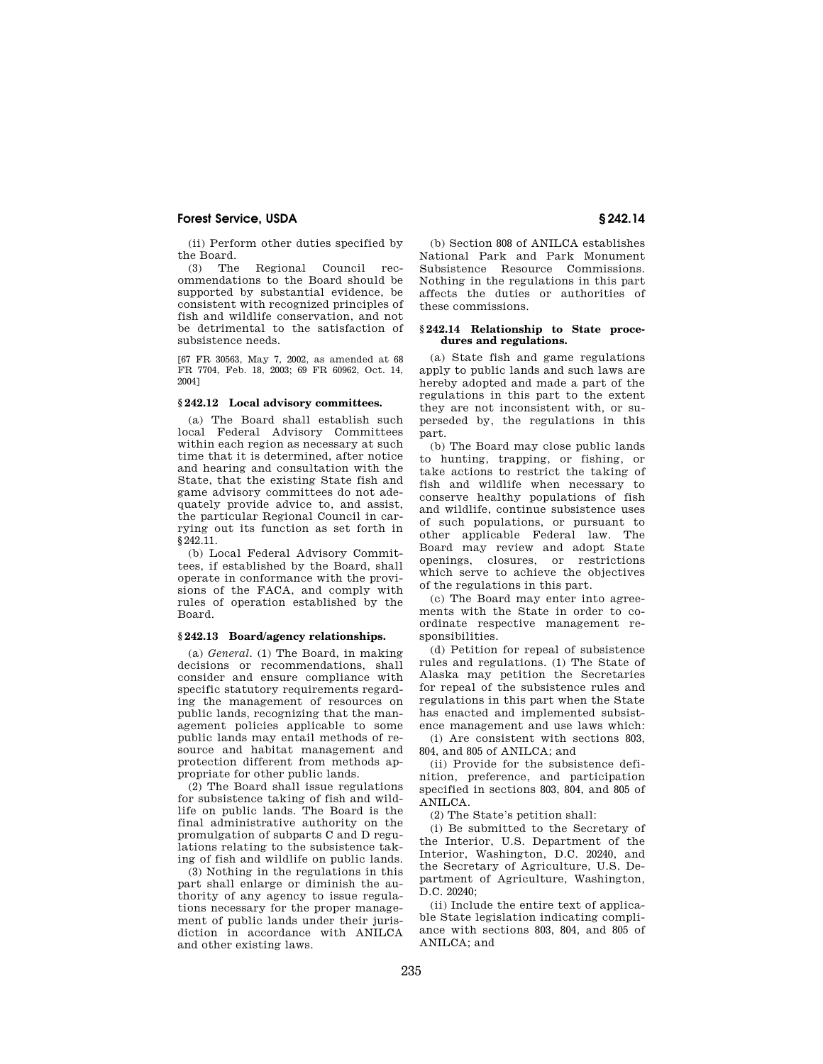(ii) Perform other duties specified by the Board.

(3) The Regional Council recommendations to the Board should be supported by substantial evidence, be consistent with recognized principles of fish and wildlife conservation, and not be detrimental to the satisfaction of subsistence needs.

[67 FR 30563, May 7, 2002, as amended at 68 FR 7704, Feb. 18, 2003; 69 FR 60962, Oct. 14, 2004]

### § 242.12 Local advisory committees.

(a) The Board shall establish such local Federal Advisory Committees within each region as necessary at such time that it is determined, after notice and hearing and consultation with the State, that the existing State fish and game advisory committees do not adequately provide advice to, and assist, the particular Regional Council in carrying out its function as set forth in §242.11.

(b) Local Federal Advisory Committees, if established by the Board, shall operate in conformance with the provisions of the FACA, and comply with rules of operation established by the Board.

### § 242.13 Board/agency relationships.

(a) *General.* (1) The Board, in making decisions or recommendations, shall consider and ensure compliance with specific statutory requirements regarding the management of resources on public lands, recognizing that the management policies applicable to some public lands may entail methods of resource and habitat management and protection different from methods appropriate for other public lands.

(2) The Board shall issue regulations for subsistence taking of fish and wildlife on public lands. The Board is the final administrative authority on the promulgation of subparts C and D regulations relating to the subsistence taking of fish and wildlife on public lands.

(3) Nothing in the regulations in this part shall enlarge or diminish the authority of any agency to issue regulations necessary for the proper management of public lands under their jurisdiction in accordance with ANILCA and other existing laws.

(b) Section 808 of ANILCA establishes National Park and Park Monument Subsistence Resource Commissions. Nothing in the regulations in this part affects the duties or authorities of these commissions.

### § 242.14 Relationship to State procedures and regulations.

(a) State fish and game regulations apply to public lands and such laws are hereby adopted and made a part of the regulations in this part to the extent they are not inconsistent with, or superseded by, the regulations in this part.

(b) The Board may close public lands to hunting, trapping, or fishing, or take actions to restrict the taking of fish and wildlife when necessary to conserve healthy populations of fish and wildlife, continue subsistence uses of such populations, or pursuant to other applicable Federal law. The Board may review and adopt State openings, closures, or restrictions which serve to achieve the objectives of the regulations in this part.

(c) The Board may enter into agreements with the State in order to coordinate respective management responsibilities.

(d) Petition for repeal of subsistence rules and regulations. (1) The State of Alaska may petition the Secretaries for repeal of the subsistence rules and regulations in this part when the State has enacted and implemented subsistence management and use laws which:

(i) Are consistent with sections 803, 804, and 805 of ANILCA; and

(ii) Provide for the subsistence definition, preference, and participation specified in sections 803, 804, and 805 of ANILCA.

(2) The State's petition shall:

(i) Be submitted to the Secretary of the Interior, U.S. Department of the Interior, Washington, D.C. 20240, and the Secretary of Agriculture, U.S. Department of Agriculture, Washington, D.C. 20240;

(ii) Include the entire text of applicable State legislation indicating compliance with sections 803, 804, and 805 of ANILCA; and